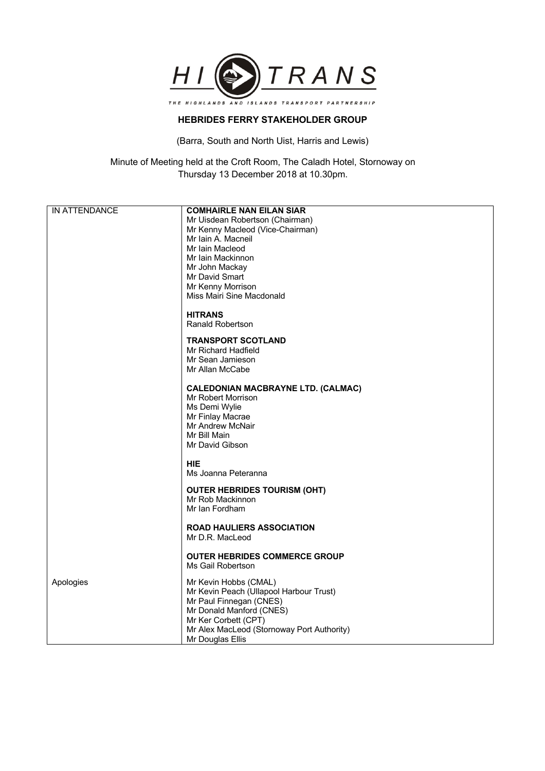HI TRANS

THE HIGHLANDS AND ISLANDS TRANSPORT PARTNERSHIP

# HEBRIDES FERRY STAKEHOLDER GROUP

(Barra, South and North Uist, Harris and Lewis)

Minute of Meeting held at the Croft Room, The Caladh Hotel, Stornoway on Thursday 13 December 2018 at 10.30pm.

| | |
|---|---|
| IN ATTENDANCE | **COMHAIRLE NAN EILAN SIAR**<br>Mr Uisdean Robertson (Chairman)<br>Mr Kenny Macleod (Vice-Chairman)<br>Mr Iain A. Macneil<br>Mr Iain Macleod<br>Mr Iain Mackinnon<br>Mr John Mackay<br>Mr David Smart<br>Mr Kenny Morrison<br>Miss Mairi Sine Macdonald<br><br>**HITRANS**<br>Ranald Robertson<br><br>**TRANSPORT SCOTLAND**<br>Mr Richard Hadfield<br>Mr Sean Jamieson<br>Mr Allan McCabe<br><br>**CALEDONIAN MACBRAYNE LTD. (CALMAC)**<br>Mr Robert Morrison<br>Ms Demi Wylie<br>Mr Finlay Macrae<br>Mr Andrew McNair<br>Mr Bill Main<br>Mr David Gibson<br><br>**HIE**<br>Ms Joanna Peteranna<br><br>**OUTER HEBRIDES TOURISM (OHT)**<br>Mr Rob Mackinnon<br>Mr Ian Fordham<br><br>**ROAD HAULIERS ASSOCIATION**<br>Mr D.R. MacLeod<br><br>**OUTER HEBRIDES COMMERCE GROUP**<br>Ms Gail Robertson |
| Apologies | Mr Kevin Hobbs (CMAL)<br>Mr Kevin Peach (Ullapool Harbour Trust)<br>Mr Paul Finnegan (CNES)<br>Mr Donald Manford (CNES)<br>Mr Ker Corbett (CPT)<br>Mr Alex MacLeod (Stornoway Port Authority)<br>Mr Douglas Ellis |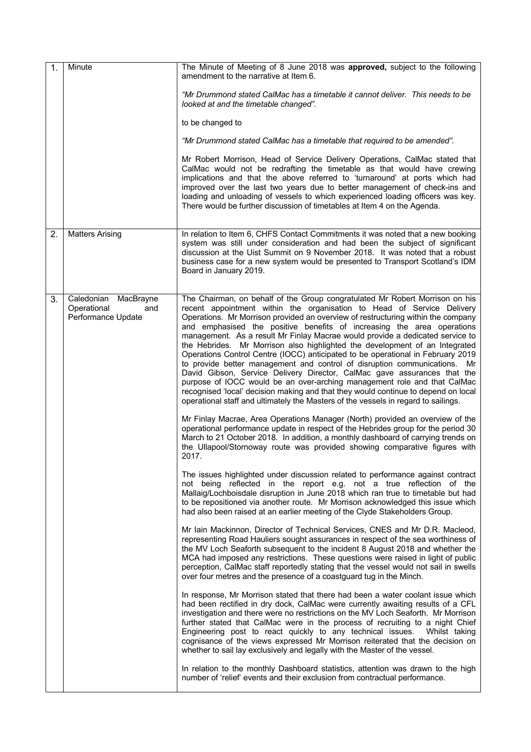| | | |
|---|---|---|
| 1. | Minute | The Minute of Meeting of 8 June 2018 was **approved,** subject to the following amendment to the narrative at Item 6.<br><br>*"Mr Drummond stated CalMac has a timetable it cannot deliver. This needs to be looked at and the timetable changed".*<br><br>to be changed to<br><br>*"Mr Drummond stated CalMac has a timetable that required to be amended".*<br><br>Mr Robert Morrison, Head of Service Delivery Operations, CalMac stated that CalMac would not be redrafting the timetable as that would have crewing implications and that the above referred to 'turnaround' at ports which had improved over the last two years due to better management of check-ins and loading and unloading of vessels to which experienced loading officers was key. There would be further discussion of timetables at Item 4 on the Agenda. |
| 2. | Matters Arising | In relation to Item 6, CHFS Contact Commitments it was noted that a new booking system was still under consideration and had been the subject of significant discussion at the Uist Summit on 9 November 2018. It was noted that a robust business case for a new system would be presented to Transport Scotland's IDM Board in January 2019. |
| 3. | Caledonian MacBrayne Operational and Performance Update | The Chairman, on behalf of the Group congratulated Mr Robert Morrison on his recent appointment within the organisation to Head of Service Delivery Operations. Mr Morrison provided an overview of restructuring within the company and emphasised the positive benefits of increasing the area operations management. As a result Mr Finlay Macrae would provide a dedicated service to the Hebrides. Mr Morrison also highlighted the development of an Integrated Operations Control Centre (IOCC) anticipated to be operational in February 2019 to provide better management and control of disruption communications. Mr David Gibson, Service Delivery Director, CalMac gave assurances that the purpose of IOCC would be an over-arching management role and that CalMac recognised 'local' decision making and that they would continue to depend on local operational staff and ultimately the Masters of the vessels in regard to sailings.<br><br>Mr Finlay Macrae, Area Operations Manager (North) provided an overview of the operational performance update in respect of the Hebrides group for the period 30 March to 21 October 2018. In addition, a monthly dashboard of carrying trends on the Ullapool/Stornoway route was provided showing comparative figures with 2017.<br><br>The issues highlighted under discussion related to performance against contract not being reflected in the report e.g. not a true reflection of the Mallaig/Lochboisdale disruption in June 2018 which ran true to timetable but had to be repositioned via another route. Mr Morrison acknowledged this issue which had also been raised at an earlier meeting of the Clyde Stakeholders Group.<br><br>Mr Iain Mackinnon, Director of Technical Services, CNES and Mr D.R. Macleod, representing Road Hauliers sought assurances in respect of the sea worthiness of the MV Loch Seaforth subsequent to the incident 8 August 2018 and whether the MCA had imposed any restrictions. These questions were raised in light of public perception, CalMac staff reportedly stating that the vessel would not sail in swells over four metres and the presence of a coastguard tug in the Minch.<br><br>In response, Mr Morrison stated that there had been a water coolant issue which had been rectified in dry dock, CalMac were currently awaiting results of a CFL investigation and there were no restrictions on the MV Loch Seaforth. Mr Morrison further stated that CalMac were in the process of recruiting to a night Chief Engineering post to react quickly to any technical issues. Whilst taking cognisance of the views expressed Mr Morrison reiterated that the decision on whether to sail lay exclusively and legally with the Master of the vessel.<br><br>In relation to the monthly Dashboard statistics, attention was drawn to the high number of 'relief' events and their exclusion from contractual performance. |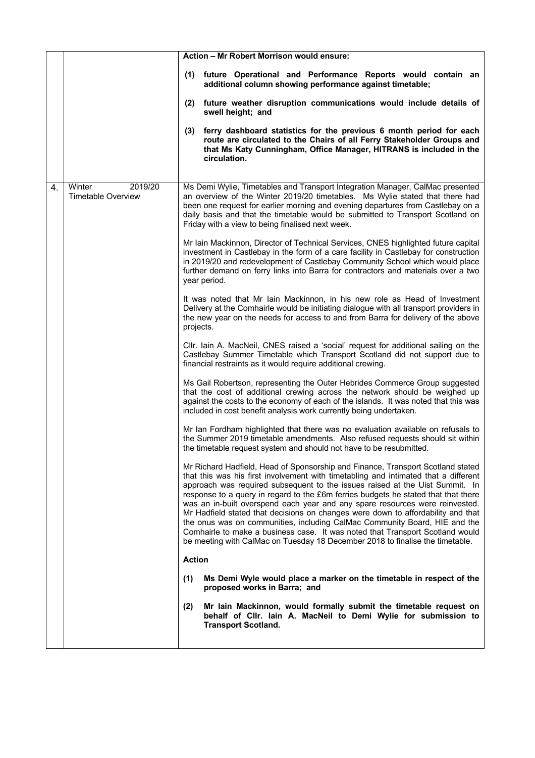| | | |
|---|---|---|
| | | **Action – Mr Robert Morrison would ensure:**<br><br>**(1) future Operational and Performance Reports would contain an additional column showing performance against timetable;**<br><br>**(2) future weather disruption communications would include details of swell height; and**<br><br>**(3) ferry dashboard statistics for the previous 6 month period for each route are circulated to the Chairs of all Ferry Stakeholder Groups and that Ms Katy Cunningham, Office Manager, HITRANS is included in the circulation.** |
| 4. | Winter 2019/20 Timetable Overview | Ms Demi Wylie, Timetables and Transport Integration Manager, CalMac presented an overview of the Winter 2019/20 timetables. Ms Wylie stated that there had been one request for earlier morning and evening departures from Castlebay on a daily basis and that the timetable would be submitted to Transport Scotland on Friday with a view to being finalised next week.<br><br>Mr Iain Mackinnon, Director of Technical Services, CNES highlighted future capital investment in Castlebay in the form of a care facility in Castlebay for construction in 2019/20 and redevelopment of Castlebay Community School which would place further demand on ferry links into Barra for contractors and materials over a two year period.<br><br>It was noted that Mr Iain Mackinnon, in his new role as Head of Investment Delivery at the Comhairle would be initiating dialogue with all transport providers in the new year on the needs for access to and from Barra for delivery of the above projects.<br><br>Cllr. Iain A. MacNeil, CNES raised a 'social' request for additional sailing on the Castlebay Summer Timetable which Transport Scotland did not support due to financial restraints as it would require additional crewing.<br><br>Ms Gail Robertson, representing the Outer Hebrides Commerce Group suggested that the cost of additional crewing across the network should be weighed up against the costs to the economy of each of the islands. It was noted that this was included in cost benefit analysis work currently being undertaken.<br><br>Mr Ian Fordham highlighted that there was no evaluation available on refusals to the Summer 2019 timetable amendments. Also refused requests should sit within the timetable request system and should not have to be resubmitted.<br><br>Mr Richard Hadfield, Head of Sponsorship and Finance, Transport Scotland stated that this was his first involvement with timetabling and intimated that a different approach was required subsequent to the issues raised at the Uist Summit. In response to a query in regard to the £6m ferries budgets he stated that that there was an in-built overspend each year and any spare resources were reinvested. Mr Hadfield stated that decisions on changes were down to affordability and that the onus was on communities, including CalMac Community Board, HIE and the Comhairle to make a business case. It was noted that Transport Scotland would be meeting with CalMac on Tuesday 18 December 2018 to finalise the timetable.<br><br>**Action**<br><br>**(1) Ms Demi Wyle would place a marker on the timetable in respect of the proposed works in Barra; and**<br><br>**(2) Mr Iain Mackinnon, would formally submit the timetable request on behalf of Cllr. Iain A. MacNeil to Demi Wylie for submission to Transport Scotland.** |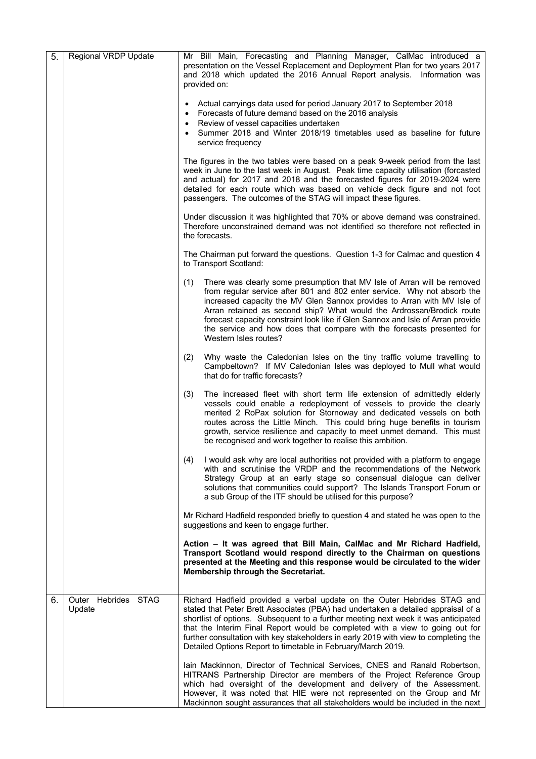| 5. | Regional VRDP Update | Mr Bill Main, Forecasting and Planning Manager, CalMac introduced a presentation on the Vessel Replacement and Deployment Plan for two years 2017 and 2018 which updated the 2016 Annual Report analysis. Information was provided on:<br><br>• Actual carryings data used for period January 2017 to September 2018<br>• Forecasts of future demand based on the 2016 analysis<br>• Review of vessel capacities undertaken<br>• Summer 2018 and Winter 2018/19 timetables used as baseline for future service frequency<br><br>The figures in the two tables were based on a peak 9-week period from the last week in June to the last week in August. Peak time capacity utilisation (forcasted and actual) for 2017 and 2018 and the forecasted figures for 2019-2024 were detailed for each route which was based on vehicle deck figure and not foot passengers. The outcomes of the STAG will impact these figures.<br><br>Under discussion it was highlighted that 70% or above demand was constrained. Therefore unconstrained demand was not identified so therefore not reflected in the forecasts.<br><br>The Chairman put forward the questions. Question 1-3 for Calmac and question 4 to Transport Scotland:<br><br>(1) There was clearly some presumption that MV Isle of Arran will be removed from regular service after 801 and 802 enter service. Why not absorb the increased capacity the MV Glen Sannox provides to Arran with MV Isle of Arran retained as second ship? What would the Ardrossan/Brodick route forecast capacity constraint look like if Glen Sannox and Isle of Arran provide the service and how does that compare with the forecasts presented for Western Isles routes?<br><br>(2) Why waste the Caledonian Isles on the tiny traffic volume travelling to Campbeltown? If MV Caledonian Isles was deployed to Mull what would that do for traffic forecasts?<br><br>(3) The increased fleet with short term life extension of admittedly elderly vessels could enable a redeployment of vessels to provide the clearly merited 2 RoPax solution for Stornoway and dedicated vessels on both routes across the Little Minch. This could bring huge benefits in tourism growth, service resilience and capacity to meet unmet demand. This must be recognised and work together to realise this ambition.<br><br>(4) I would ask why are local authorities not provided with a platform to engage with and scrutinise the VRDP and the recommendations of the Network Strategy Group at an early stage so consensual dialogue can deliver solutions that communities could support? The Islands Transport Forum or a sub Group of the ITF should be utilised for this purpose?<br><br>Mr Richard Hadfield responded briefly to question 4 and stated he was open to the suggestions and keen to engage further.<br><br>**Action – It was agreed that Bill Main, CalMac and Mr Richard Hadfield, Transport Scotland would respond directly to the Chairman on questions presented at the Meeting and this response would be circulated to the wider Membership through the Secretariat.** |
| 6. | Outer Hebrides STAG Update | Richard Hadfield provided a verbal update on the Outer Hebrides STAG and stated that Peter Brett Associates (PBA) had undertaken a detailed appraisal of a shortlist of options. Subsequent to a further meeting next week it was anticipated that the Interim Final Report would be completed with a view to going out for further consultation with key stakeholders in early 2019 with view to completing the Detailed Options Report to timetable in February/March 2019.<br><br>Iain Mackinnon, Director of Technical Services, CNES and Ranald Robertson, HITRANS Partnership Director are members of the Project Reference Group which had oversight of the development and delivery of the Assessment. However, it was noted that HIE were not represented on the Group and Mr Mackinnon sought assurances that all stakeholders would be included in the next |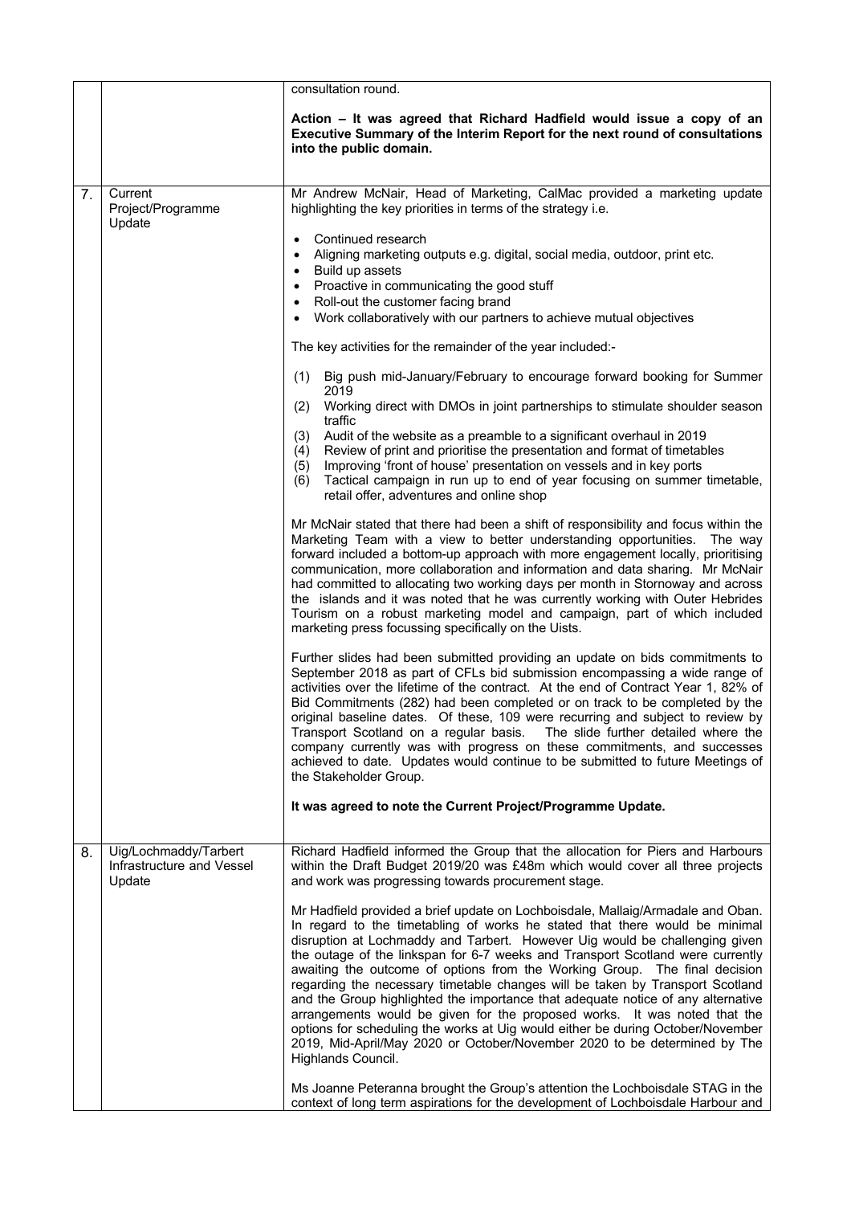| | | |
|---|---|---|
| | | consultation round.<br><br>**Action – It was agreed that Richard Hadfield would issue a copy of an Executive Summary of the Interim Report for the next round of consultations into the public domain.** |
| 7. | Current Project/Programme Update | Mr Andrew McNair, Head of Marketing, CalMac provided a marketing update highlighting the key priorities in terms of the strategy i.e.<br><br>• Continued research<br>• Aligning marketing outputs e.g. digital, social media, outdoor, print etc.<br>• Build up assets<br>• Proactive in communicating the good stuff<br>• Roll-out the customer facing brand<br>• Work collaboratively with our partners to achieve mutual objectives<br><br>The key activities for the remainder of the year included:-<br><br>(1) Big push mid-January/February to encourage forward booking for Summer 2019<br>(2) Working direct with DMOs in joint partnerships to stimulate shoulder season traffic<br>(3) Audit of the website as a preamble to a significant overhaul in 2019<br>(4) Review of print and prioritise the presentation and format of timetables<br>(5) Improving 'front of house' presentation on vessels and in key ports<br>(6) Tactical campaign in run up to end of year focusing on summer timetable, retail offer, adventures and online shop<br><br>Mr McNair stated that there had been a shift of responsibility and focus within the Marketing Team with a view to better understanding opportunities. The way forward included a bottom-up approach with more engagement locally, prioritising communication, more collaboration and information and data sharing. Mr McNair had committed to allocating two working days per month in Stornoway and across the islands and it was noted that he was currently working with Outer Hebrides Tourism on a robust marketing model and campaign, part of which included marketing press focussing specifically on the Uists.<br><br>Further slides had been submitted providing an update on bids commitments to September 2018 as part of CFLs bid submission encompassing a wide range of activities over the lifetime of the contract. At the end of Contract Year 1, 82% of Bid Commitments (282) had been completed or on track to be completed by the original baseline dates. Of these, 109 were recurring and subject to review by Transport Scotland on a regular basis. The slide further detailed where the company currently was with progress on these commitments, and successes achieved to date. Updates would continue to be submitted to future Meetings of the Stakeholder Group.<br><br>**It was agreed to note the Current Project/Programme Update.** |
| 8. | Uig/Lochmaddy/Tarbert Infrastructure and Vessel Update | Richard Hadfield informed the Group that the allocation for Piers and Harbours within the Draft Budget 2019/20 was £48m which would cover all three projects and work was progressing towards procurement stage.<br><br>Mr Hadfield provided a brief update on Lochboisdale, Mallaig/Armadale and Oban. In regard to the timetabling of works he stated that there would be minimal disruption at Lochmaddy and Tarbert. However Uig would be challenging given the outage of the linkspan for 6-7 weeks and Transport Scotland were currently awaiting the outcome of options from the Working Group. The final decision regarding the necessary timetable changes will be taken by Transport Scotland and the Group highlighted the importance that adequate notice of any alternative arrangements would be given for the proposed works. It was noted that the options for scheduling the works at Uig would either be during October/November 2019, Mid-April/May 2020 or October/November 2020 to be determined by The Highlands Council.<br><br>Ms Joanne Peteranna brought the Group's attention the Lochboisdale STAG in the context of long term aspirations for the development of Lochboisdale Harbour and |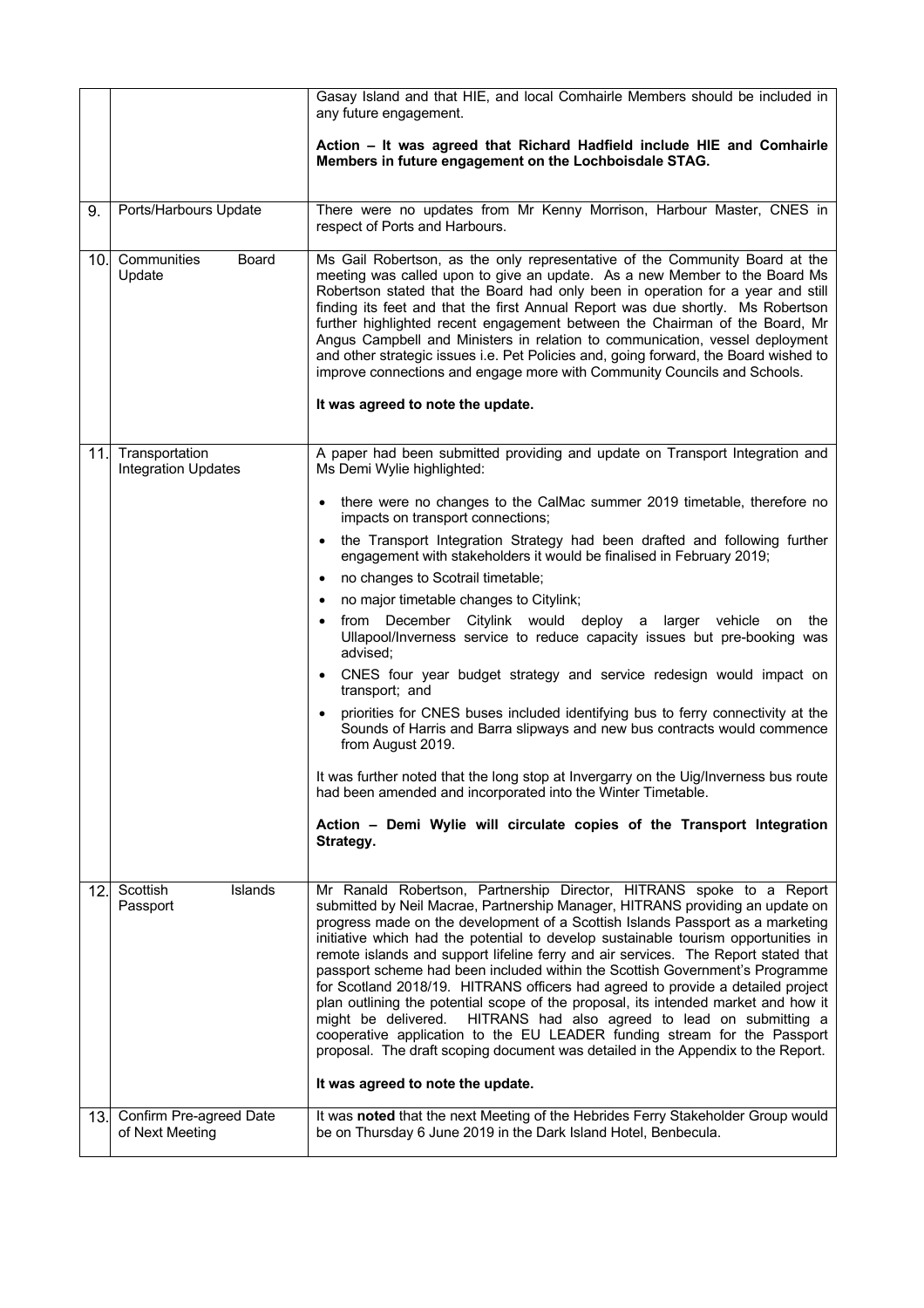| | | |
|---|---|---|
| | | Gasay Island and that HIE, and local Comhairle Members should be included in any future engagement.<br><br>**Action – It was agreed that Richard Hadfield include HIE and Comhairle Members in future engagement on the Lochboisdale STAG.** |
| 9. | Ports/Harbours Update | There were no updates from Mr Kenny Morrison, Harbour Master, CNES in respect of Ports and Harbours. |
| 10. | Communities Board Update | Ms Gail Robertson, as the only representative of the Community Board at the meeting was called upon to give an update. As a new Member to the Board Ms Robertson stated that the Board had only been in operation for a year and still finding its feet and that the first Annual Report was due shortly. Ms Robertson further highlighted recent engagement between the Chairman of the Board, Mr Angus Campbell and Ministers in relation to communication, vessel deployment and other strategic issues i.e. Pet Policies and, going forward, the Board wished to improve connections and engage more with Community Councils and Schools.<br><br>**It was agreed to note the update.** |
| 11. | Transportation Integration Updates | A paper had been submitted providing and update on Transport Integration and Ms Demi Wylie highlighted:<br><br>• there were no changes to the CalMac summer 2019 timetable, therefore no impacts on transport connections;<br>• the Transport Integration Strategy had been drafted and following further engagement with stakeholders it would be finalised in February 2019;<br>• no changes to Scotrail timetable;<br>• no major timetable changes to Citylink;<br>• from December Citylink would deploy a larger vehicle on the Ullapool/Inverness service to reduce capacity issues but pre-booking was advised;<br>• CNES four year budget strategy and service redesign would impact on transport; and<br>• priorities for CNES buses included identifying bus to ferry connectivity at the Sounds of Harris and Barra slipways and new bus contracts would commence from August 2019.<br><br>It was further noted that the long stop at Invergarry on the Uig/Inverness bus route had been amended and incorporated into the Winter Timetable.<br><br>**Action – Demi Wylie will circulate copies of the Transport Integration Strategy.** |
| 12. | Scottish Islands Passport | Mr Ranald Robertson, Partnership Director, HITRANS spoke to a Report submitted by Neil Macrae, Partnership Manager, HITRANS providing an update on progress made on the development of a Scottish Islands Passport as a marketing initiative which had the potential to develop sustainable tourism opportunities in remote islands and support lifeline ferry and air services. The Report stated that passport scheme had been included within the Scottish Government's Programme for Scotland 2018/19. HITRANS officers had agreed to provide a detailed project plan outlining the potential scope of the proposal, its intended market and how it might be delivered. HITRANS had also agreed to lead on submitting a cooperative application to the EU LEADER funding stream for the Passport proposal. The draft scoping document was detailed in the Appendix to the Report.<br><br>**It was agreed to note the update.** |
| 13. | Confirm Pre-agreed Date of Next Meeting | It was **noted** that the next Meeting of the Hebrides Ferry Stakeholder Group would be on Thursday 6 June 2019 in the Dark Island Hotel, Benbecula. |